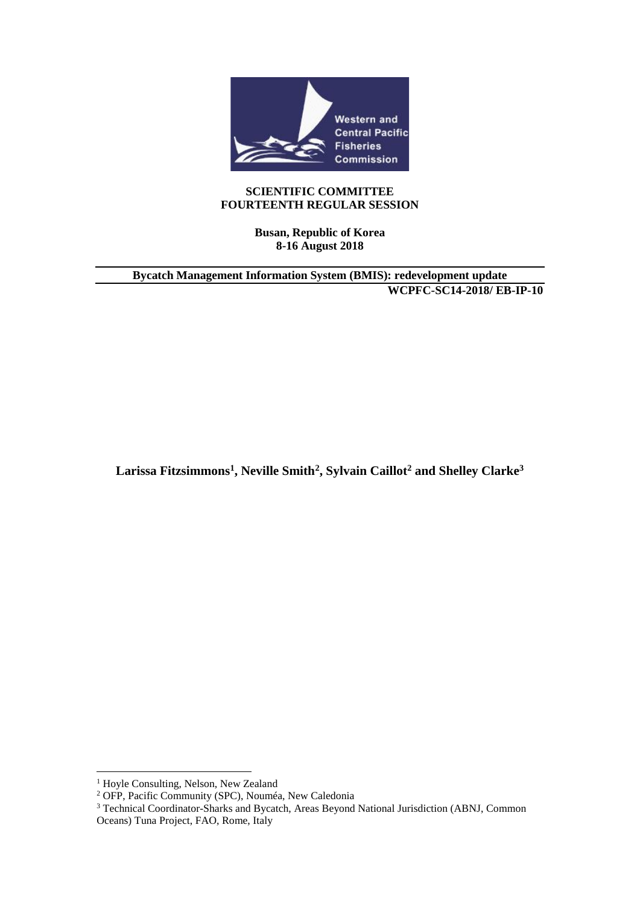**SCIENTIFIC COMMITTEE**
**FOURTEENTH REGULAR SESSION**

**Busan, Republic of Korea**
**8-16 August 2018**

---

**Bycatch Management Information System (BMIS): redevelopment update**

**WCPFC-SC14-2018/ EB-IP-10**

---

**Larissa Fitzsimmons[1], Neville Smith[2], Sylvain Caillot[2] and Shelley Clarke[3]**

---

[1] Hoyle Consulting, Nelson, New Zealand

[2] OFP, Pacific Community (SPC), Nouméa, New Caledonia

[3] Technical Coordinator-Sharks and Bycatch, Areas Beyond National Jurisdiction (ABNJ, Common Oceans) Tuna Project, FAO, Rome, Italy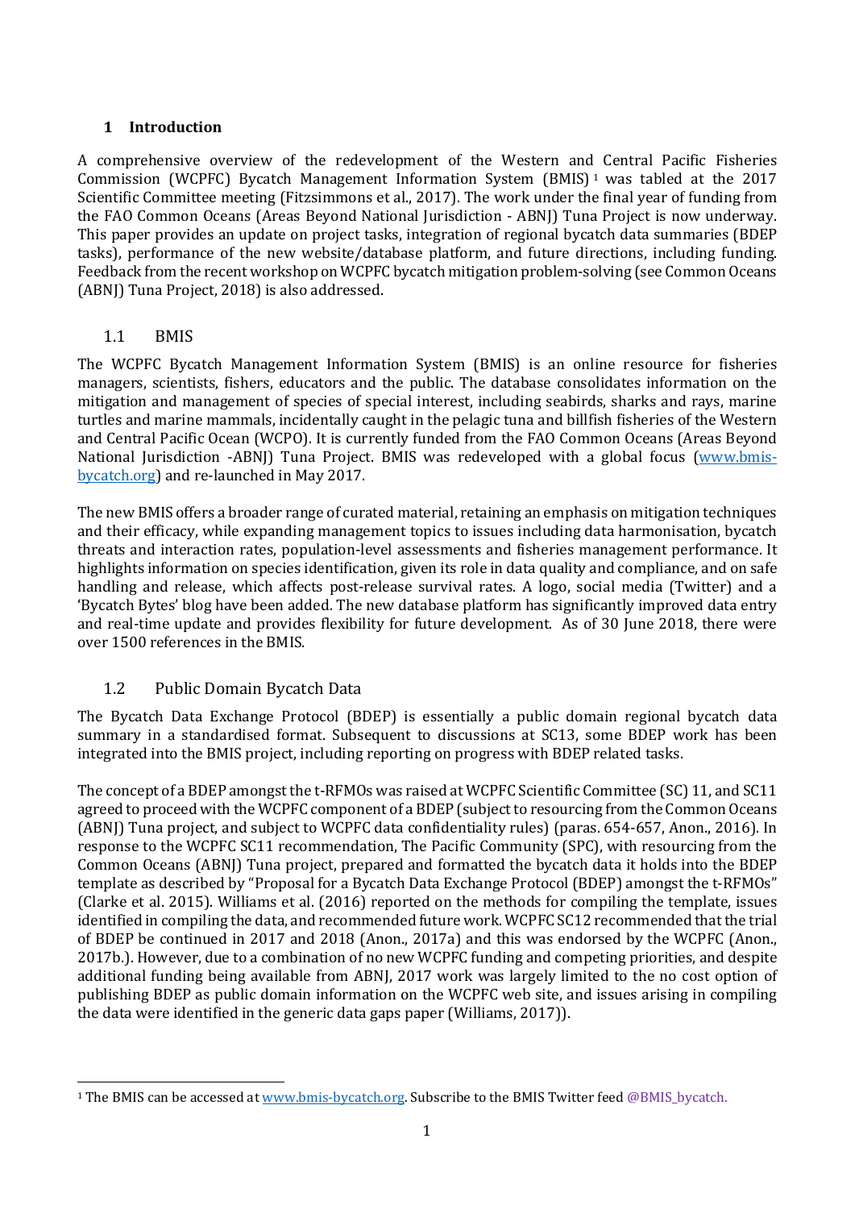# 1 Introduction

A comprehensive overview of the redevelopment of the Western and Central Pacific Fisheries Commission (WCPFC) Bycatch Management Information System (BMIS) [1] was tabled at the 2017 Scientific Committee meeting (Fitzsimmons et al., 2017). The work under the final year of funding from the FAO Common Oceans (Areas Beyond National Jurisdiction - ABNJ) Tuna Project is now underway. This paper provides an update on project tasks, integration of regional bycatch data summaries (BDEP tasks), performance of the new website/database platform, and future directions, including funding. Feedback from the recent workshop on WCPFC bycatch mitigation problem-solving (see Common Oceans (ABNJ) Tuna Project, 2018) is also addressed.

## 1.1 BMIS

The WCPFC Bycatch Management Information System (BMIS) is an online resource for fisheries managers, scientists, fishers, educators and the public. The database consolidates information on the mitigation and management of species of special interest, including seabirds, sharks and rays, marine turtles and marine mammals, incidentally caught in the pelagic tuna and billfish fisheries of the Western and Central Pacific Ocean (WCPO). It is currently funded from the FAO Common Oceans (Areas Beyond National Jurisdiction -ABNJ) Tuna Project. BMIS was redeveloped with a global focus (www.bmis-bycatch.org) and re-launched in May 2017.

The new BMIS offers a broader range of curated material, retaining an emphasis on mitigation techniques and their efficacy, while expanding management topics to issues including data harmonisation, bycatch threats and interaction rates, population-level assessments and fisheries management performance. It highlights information on species identification, given its role in data quality and compliance, and on safe handling and release, which affects post-release survival rates. A logo, social media (Twitter) and a 'Bycatch Bytes' blog have been added. The new database platform has significantly improved data entry and real-time update and provides flexibility for future development. As of 30 June 2018, there were over 1500 references in the BMIS.

## 1.2 Public Domain Bycatch Data

The Bycatch Data Exchange Protocol (BDEP) is essentially a public domain regional bycatch data summary in a standardised format. Subsequent to discussions at SC13, some BDEP work has been integrated into the BMIS project, including reporting on progress with BDEP related tasks.

The concept of a BDEP amongst the t-RFMOs was raised at WCPFC Scientific Committee (SC) 11, and SC11 agreed to proceed with the WCPFC component of a BDEP (subject to resourcing from the Common Oceans (ABNJ) Tuna project, and subject to WCPFC data confidentiality rules) (paras. 654-657, Anon., 2016). In response to the WCPFC SC11 recommendation, The Pacific Community (SPC), with resourcing from the Common Oceans (ABNJ) Tuna project, prepared and formatted the bycatch data it holds into the BDEP template as described by "Proposal for a Bycatch Data Exchange Protocol (BDEP) amongst the t-RFMOs" (Clarke et al. 2015). Williams et al. (2016) reported on the methods for compiling the template, issues identified in compiling the data, and recommended future work. WCPFC SC12 recommended that the trial of BDEP be continued in 2017 and 2018 (Anon., 2017a) and this was endorsed by the WCPFC (Anon., 2017b.). However, due to a combination of no new WCPFC funding and competing priorities, and despite additional funding being available from ABNJ, 2017 work was largely limited to the no cost option of publishing BDEP as public domain information on the WCPFC web site, and issues arising in compiling the data were identified in the generic data gaps paper (Williams, 2017)).

[1] The BMIS can be accessed at www.bmis-bycatch.org. Subscribe to the BMIS Twitter feed @BMIS_bycatch.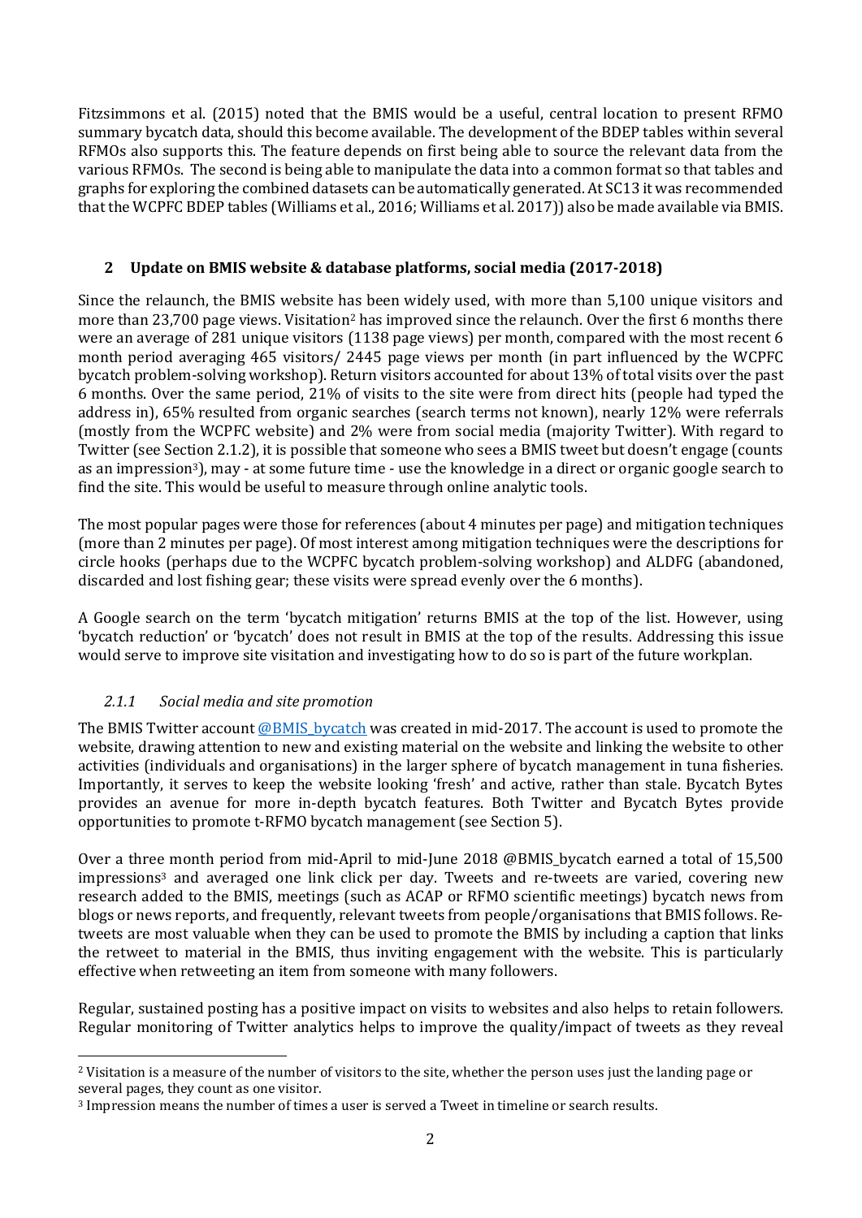Fitzsimmons et al. (2015) noted that the BMIS would be a useful, central location to present RFMO summary bycatch data, should this become available. The development of the BDEP tables within several RFMOs also supports this. The feature depends on first being able to source the relevant data from the various RFMOs. The second is being able to manipulate the data into a common format so that tables and graphs for exploring the combined datasets can be automatically generated. At SC13 it was recommended that the WCPFC BDEP tables (Williams et al., 2016; Williams et al. 2017)) also be made available via BMIS.

## 2 Update on BMIS website & database platforms, social media (2017-2018)

Since the relaunch, the BMIS website has been widely used, with more than 5,100 unique visitors and more than 23,700 page views. Visitation[2] has improved since the relaunch. Over the first 6 months there were an average of 281 unique visitors (1138 page views) per month, compared with the most recent 6 month period averaging 465 visitors/ 2445 page views per month (in part influenced by the WCPFC bycatch problem-solving workshop). Return visitors accounted for about 13% of total visits over the past 6 months. Over the same period, 21% of visits to the site were from direct hits (people had typed the address in), 65% resulted from organic searches (search terms not known), nearly 12% were referrals (mostly from the WCPFC website) and 2% were from social media (majority Twitter). With regard to Twitter (see Section 2.1.2), it is possible that someone who sees a BMIS tweet but doesn't engage (counts as an impression[3]), may - at some future time - use the knowledge in a direct or organic google search to find the site. This would be useful to measure through online analytic tools.

The most popular pages were those for references (about 4 minutes per page) and mitigation techniques (more than 2 minutes per page). Of most interest among mitigation techniques were the descriptions for circle hooks (perhaps due to the WCPFC bycatch problem-solving workshop) and ALDFG (abandoned, discarded and lost fishing gear; these visits were spread evenly over the 6 months).

A Google search on the term 'bycatch mitigation' returns BMIS at the top of the list. However, using 'bycatch reduction' or 'bycatch' does not result in BMIS at the top of the results. Addressing this issue would serve to improve site visitation and investigating how to do so is part of the future workplan.

### *2.1.1 Social media and site promotion*

The BMIS Twitter account @BMIS_bycatch was created in mid-2017. The account is used to promote the website, drawing attention to new and existing material on the website and linking the website to other activities (individuals and organisations) in the larger sphere of bycatch management in tuna fisheries. Importantly, it serves to keep the website looking 'fresh' and active, rather than stale. Bycatch Bytes provides an avenue for more in-depth bycatch features. Both Twitter and Bycatch Bytes provide opportunities to promote t-RFMO bycatch management (see Section 5).

Over a three month period from mid-April to mid-June 2018 @BMIS_bycatch earned a total of 15,500 impressions[3] and averaged one link click per day. Tweets and re-tweets are varied, covering new research added to the BMIS, meetings (such as ACAP or RFMO scientific meetings) bycatch news from blogs or news reports, and frequently, relevant tweets from people/organisations that BMIS follows. Re-tweets are most valuable when they can be used to promote the BMIS by including a caption that links the retweet to material in the BMIS, thus inviting engagement with the website. This is particularly effective when retweeting an item from someone with many followers.

Regular, sustained posting has a positive impact on visits to websites and also helps to retain followers. Regular monitoring of Twitter analytics helps to improve the quality/impact of tweets as they reveal

---

[2] Visitation is a measure of the number of visitors to the site, whether the person uses just the landing page or several pages, they count as one visitor.

[3] Impression means the number of times a user is served a Tweet in timeline or search results.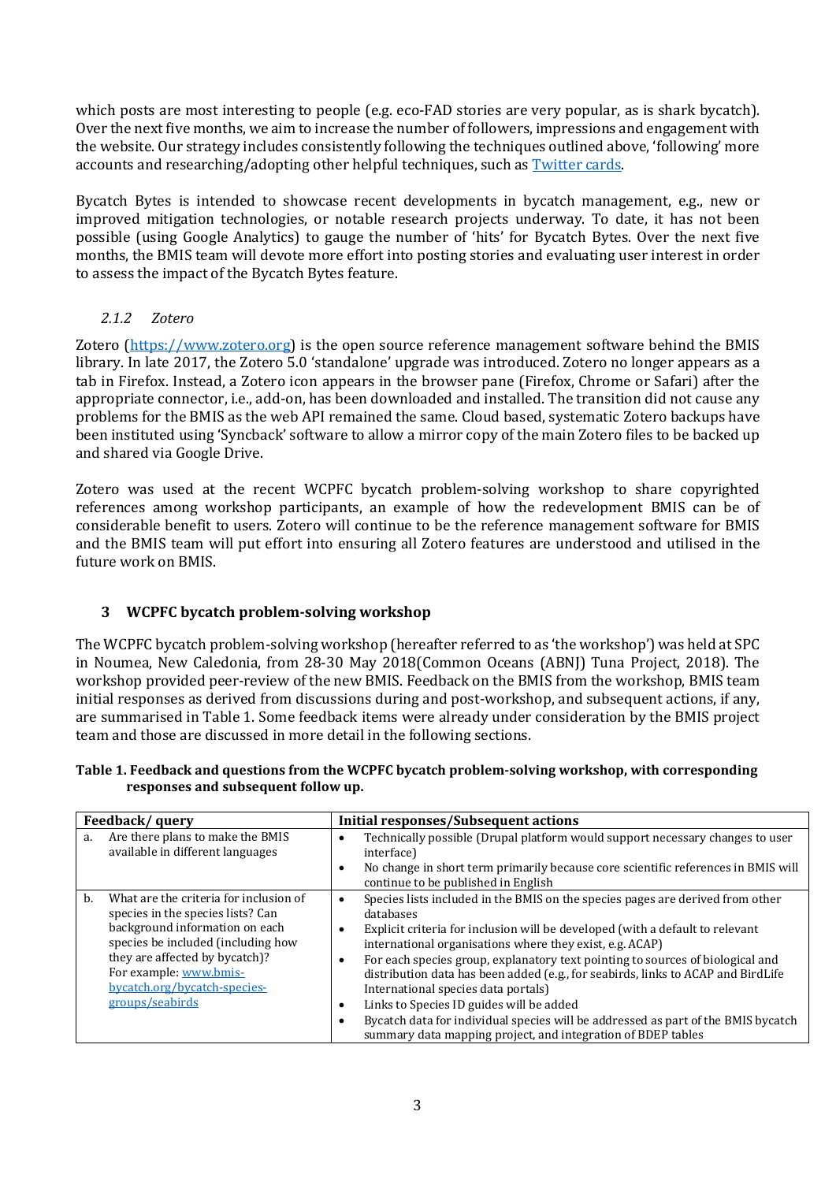which posts are most interesting to people (e.g. eco-FAD stories are very popular, as is shark bycatch). Over the next five months, we aim to increase the number of followers, impressions and engagement with the website. Our strategy includes consistently following the techniques outlined above, 'following' more accounts and researching/adopting other helpful techniques, such as [Twitter cards](Twitter cards).

Bycatch Bytes is intended to showcase recent developments in bycatch management, e.g., new or improved mitigation technologies, or notable research projects underway. To date, it has not been possible (using Google Analytics) to gauge the number of 'hits' for Bycatch Bytes. Over the next five months, the BMIS team will devote more effort into posting stories and evaluating user interest in order to assess the impact of the Bycatch Bytes feature.

### *2.1.2 Zotero*

Zotero (https://www.zotero.org) is the open source reference management software behind the BMIS library. In late 2017, the Zotero 5.0 'standalone' upgrade was introduced. Zotero no longer appears as a tab in Firefox. Instead, a Zotero icon appears in the browser pane (Firefox, Chrome or Safari) after the appropriate connector, i.e., add-on, has been downloaded and installed. The transition did not cause any problems for the BMIS as the web API remained the same. Cloud based, systematic Zotero backups have been instituted using 'Syncback' software to allow a mirror copy of the main Zotero files to be backed up and shared via Google Drive.

Zotero was used at the recent WCPFC bycatch problem-solving workshop to share copyrighted references among workshop participants, an example of how the redevelopment BMIS can be of considerable benefit to users. Zotero will continue to be the reference management software for BMIS and the BMIS team will put effort into ensuring all Zotero features are understood and utilised in the future work on BMIS.

## 3 WCPFC bycatch problem-solving workshop

The WCPFC bycatch problem-solving workshop (hereafter referred to as 'the workshop') was held at SPC in Noumea, New Caledonia, from 28-30 May 2018(Common Oceans (ABNJ) Tuna Project, 2018). The workshop provided peer-review of the new BMIS. Feedback on the BMIS from the workshop, BMIS team initial responses as derived from discussions during and post-workshop, and subsequent actions, if any, are summarised in Table 1. Some feedback items were already under consideration by the BMIS project team and those are discussed in more detail in the following sections.

**Table 1. Feedback and questions from the WCPFC bycatch problem-solving workshop, with corresponding responses and subsequent follow up.**

| Feedback/ query | Initial responses/Subsequent actions |
|---|---|
| a. Are there plans to make the BMIS available in different languages | • Technically possible (Drupal platform would support necessary changes to user interface)<br>• No change in short term primarily because core scientific references in BMIS will continue to be published in English |
| b. What are the criteria for inclusion of species in the species lists? Can background information on each species be included (including how they are affected by bycatch)? For example: www.bmis-bycatch.org/bycatch-species-groups/seabirds | • Species lists included in the BMIS on the species pages are derived from other databases<br>• Explicit criteria for inclusion will be developed (with a default to relevant international organisations where they exist, e.g. ACAP)<br>• For each species group, explanatory text pointing to sources of biological and distribution data has been added (e.g., for seabirds, links to ACAP and BirdLife International species data portals)<br>• Links to Species ID guides will be added<br>• Bycatch data for individual species will be addressed as part of the BMIS bycatch summary data mapping project, and integration of BDEP tables |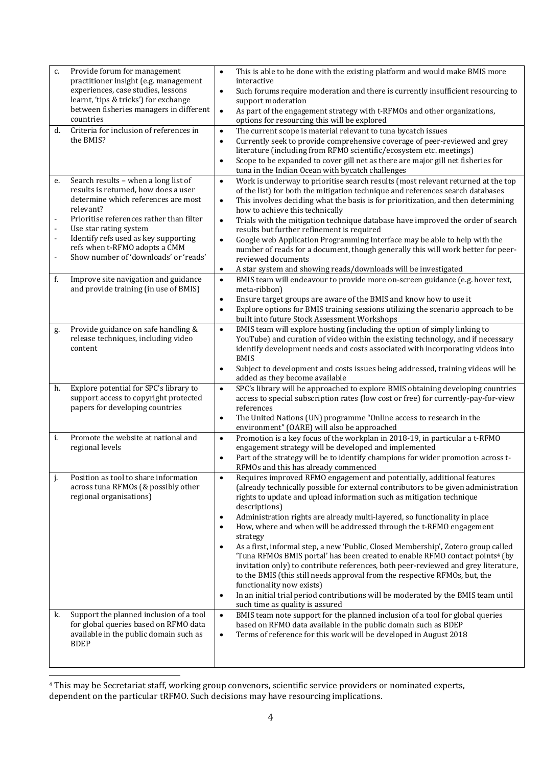| | | |
|---|---|---|
| c. | Provide forum for management practitioner insight (e.g. management experiences, case studies, lessons learnt, 'tips & tricks') for exchange between fisheries managers in different countries | • This is able to be done with the existing platform and would make BMIS more interactive<br>• Such forums require moderation and there is currently insufficient resourcing to support moderation<br>• As part of the engagement strategy with t-RFMOs and other organizations, options for resourcing this will be explored |
| d. | Criteria for inclusion of references in the BMIS? | • The current scope is material relevant to tuna bycatch issues<br>• Currently seek to provide comprehensive coverage of peer-reviewed and grey literature (including from RFMO scientific/ecosystem etc. meetings)<br>• Scope to be expanded to cover gill net as there are major gill net fisheries for tuna in the Indian Ocean with bycatch challenges |
| e. | Search results – when a long list of results is returned, how does a user determine which references are most relevant?<br>- Prioritise references rather than filter<br>- Use star rating system<br>- Identify refs used as key supporting refs when t-RFMO adopts a CMM<br>- Show number of 'downloads' or 'reads' | • Work is underway to prioritise search results (most relevant returned at the top of the list) for both the mitigation technique and references search databases<br>• This involves deciding what the basis is for prioritization, and then determining how to achieve this technically<br>• Trials with the mitigation technique database have improved the order of search results but further refinement is required<br>• Google web Application Programming Interface may be able to help with the number of reads for a document, though generally this will work better for peer-reviewed documents<br>• A star system and showing reads/downloads will be investigated |
| f. | Improve site navigation and guidance and provide training (in use of BMIS) | • BMIS team will endeavour to provide more on-screen guidance (e.g. hover text, meta-ribbon)<br>• Ensure target groups are aware of the BMIS and know how to use it<br>• Explore options for BMIS training sessions utilizing the scenario approach to be built into future Stock Assessment Workshops |
| g. | Provide guidance on safe handling & release techniques, including video content | • BMIS team will explore hosting (including the option of simply linking to YouTube) and curation of video within the existing technology, and if necessary identify development needs and costs associated with incorporating videos into BMIS<br>• Subject to development and costs issues being addressed, training videos will be added as they become available |
| h. | Explore potential for SPC's library to support access to copyright protected papers for developing countries | • SPC's library will be approached to explore BMIS obtaining developing countries access to special subscription rates (low cost or free) for currently-pay-for-view references<br>• The United Nations (UN) programme "Online access to research in the environment" (OARE) will also be approached |
| i. | Promote the website at national and regional levels | • Promotion is a key focus of the workplan in 2018-19, in particular a t-RFMO engagement strategy will be developed and implemented<br>• Part of the strategy will be to identify champions for wider promotion across t-RFMOs and this has already commenced |
| j. | Position as tool to share information across tuna RFMOs (& possibly other regional organisations) | • Requires improved RFMO engagement and potentially, additional features (already technically possible for external contributors to be given administration rights to update and upload information such as mitigation technique descriptions)<br>• Administration rights are already multi-layered, so functionality in place<br>• How, where and when will be addressed through the t-RFMO engagement strategy<br>• As a first, informal step, a new 'Public, Closed Membership', Zotero group called 'Tuna RFMOs BMIS portal' has been created to enable RFMO contact points[4] (by invitation only) to contribute references, both peer-reviewed and grey literature, to the BMIS (this still needs approval from the respective RFMOs, but, the functionality now exists)<br>• In an initial trial period contributions will be moderated by the BMIS team until such time as quality is assured |
| k. | Support the planned inclusion of a tool for global queries based on RFMO data available in the public domain such as BDEP | • BMIS team note support for the planned inclusion of a tool for global queries based on RFMO data available in the public domain such as BDEP<br>• Terms of reference for this work will be developed in August 2018 |

[4] This may be Secretariat staff, working group convenors, scientific service providers or nominated experts, dependent on the particular tRFMO. Such decisions may have resourcing implications.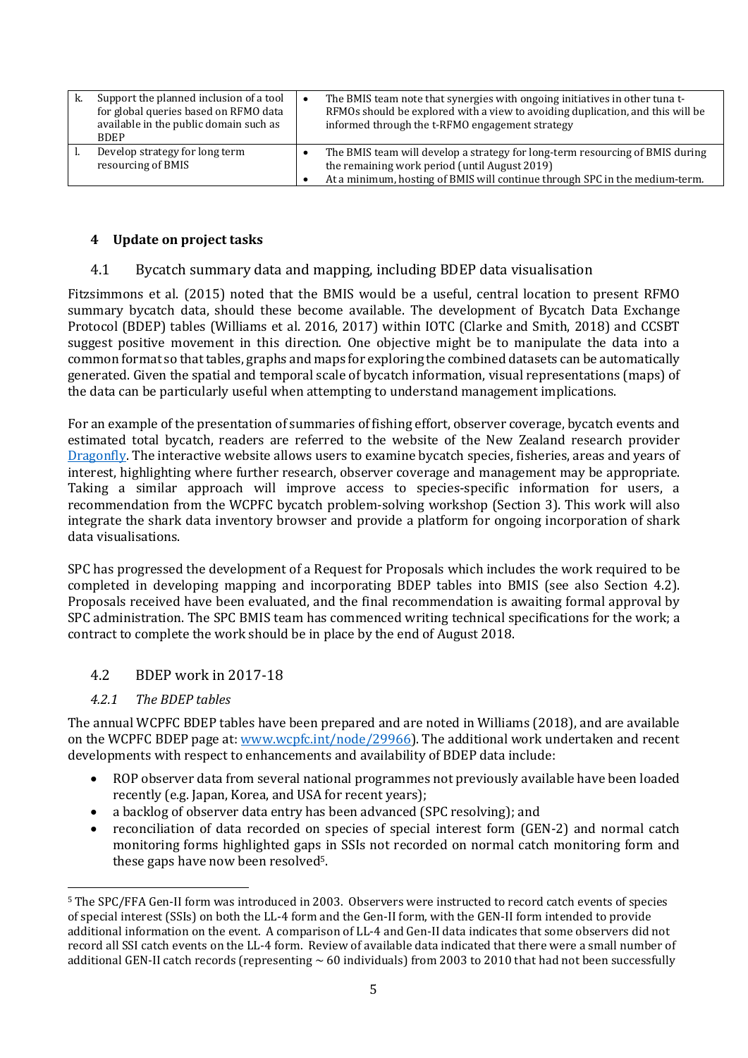| k. | Support the planned inclusion of a tool for global queries based on RFMO data available in the public domain such as BDEP | • The BMIS team note that synergies with ongoing initiatives in other tuna t-RFMOs should be explored with a view to avoiding duplication, and this will be informed through the t-RFMO engagement strategy |
|---|---|---|
| l. | Develop strategy for long term resourcing of BMIS | • The BMIS team will develop a strategy for long-term resourcing of BMIS during the remaining work period (until August 2019)<br>• At a minimum, hosting of BMIS will continue through SPC in the medium-term. |

## 4 Update on project tasks

### 4.1 Bycatch summary data and mapping, including BDEP data visualisation

Fitzsimmons et al. (2015) noted that the BMIS would be a useful, central location to present RFMO summary bycatch data, should these become available. The development of Bycatch Data Exchange Protocol (BDEP) tables (Williams et al. 2016, 2017) within IOTC (Clarke and Smith, 2018) and CCSBT suggest positive movement in this direction. One objective might be to manipulate the data into a common format so that tables, graphs and maps for exploring the combined datasets can be automatically generated. Given the spatial and temporal scale of bycatch information, visual representations (maps) of the data can be particularly useful when attempting to understand management implications.

For an example of the presentation of summaries of fishing effort, observer coverage, bycatch events and estimated total bycatch, readers are referred to the website of the New Zealand research provider Dragonfly. The interactive website allows users to examine bycatch species, fisheries, areas and years of interest, highlighting where further research, observer coverage and management may be appropriate. Taking a similar approach will improve access to species-specific information for users, a recommendation from the WCPFC bycatch problem-solving workshop (Section 3). This work will also integrate the shark data inventory browser and provide a platform for ongoing incorporation of shark data visualisations.

SPC has progressed the development of a Request for Proposals which includes the work required to be completed in developing mapping and incorporating BDEP tables into BMIS (see also Section 4.2). Proposals received have been evaluated, and the final recommendation is awaiting formal approval by SPC administration. The SPC BMIS team has commenced writing technical specifications for the work; a contract to complete the work should be in place by the end of August 2018.

### 4.2 BDEP work in 2017-18

#### *4.2.1 The BDEP tables*

The annual WCPFC BDEP tables have been prepared and are noted in Williams (2018), and are available on the WCPFC BDEP page at: www.wcpfc.int/node/29966). The additional work undertaken and recent developments with respect to enhancements and availability of BDEP data include:

- ROP observer data from several national programmes not previously available have been loaded recently (e.g. Japan, Korea, and USA for recent years);
- a backlog of observer data entry has been advanced (SPC resolving); and
- reconciliation of data recorded on species of special interest form (GEN-2) and normal catch monitoring forms highlighted gaps in SSIs not recorded on normal catch monitoring form and these gaps have now been resolved[5].

[5] The SPC/FFA Gen-II form was introduced in 2003. Observers were instructed to record catch events of species of special interest (SSIs) on both the LL-4 form and the Gen-II form, with the GEN-II form intended to provide additional information on the event. A comparison of LL-4 and Gen-II data indicates that some observers did not record all SSI catch events on the LL-4 form. Review of available data indicated that there were a small number of additional GEN-II catch records (representing ~ 60 individuals) from 2003 to 2010 that had not been successfully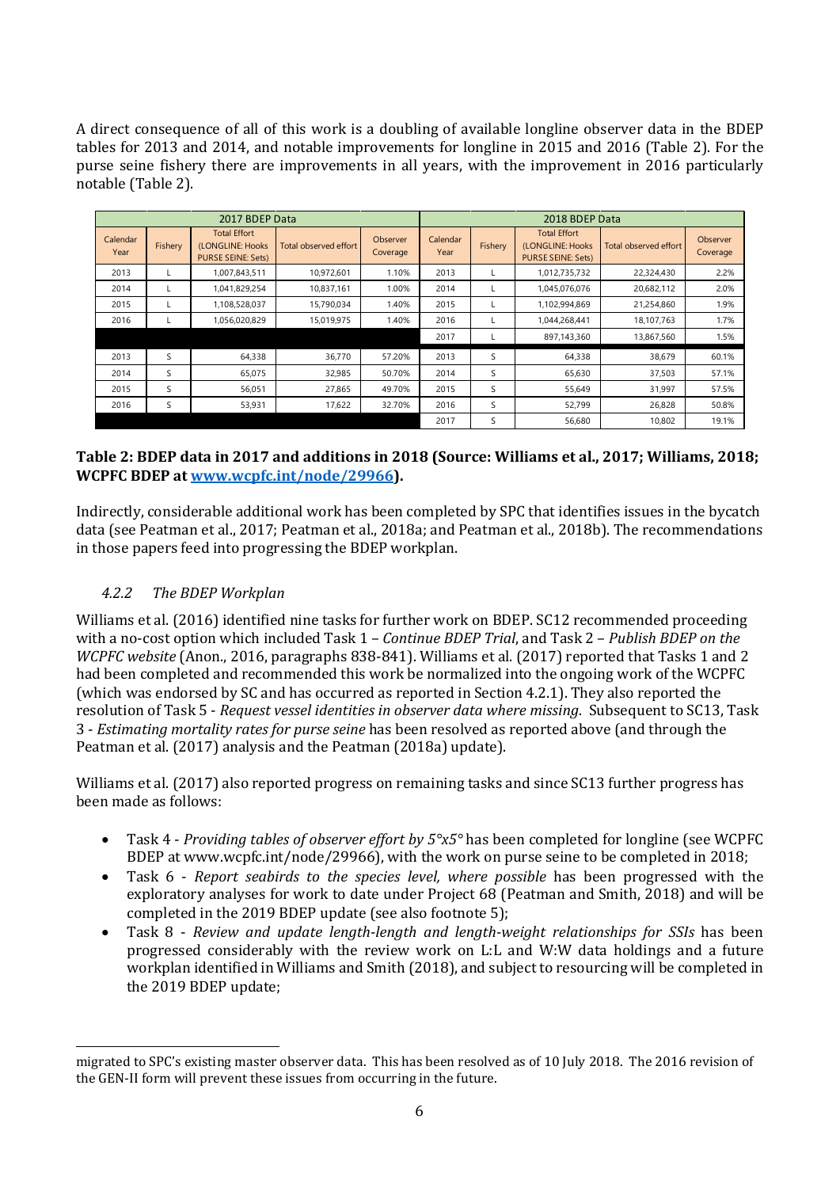A direct consequence of all of this work is a doubling of available longline observer data in the BDEP tables for 2013 and 2014, and notable improvements for longline in 2015 and 2016 (Table 2). For the purse seine fishery there are improvements in all years, with the improvement in 2016 particularly notable (Table 2).

| 2017 BDEP Data | | | | | 2018 BDEP Data | | | | |
|---|---|---|---|---|---|---|---|---|---|
| Calendar Year | Fishery | Total Effort (LONGLINE: Hooks PURSE SEINE: Sets) | Total observed effort | Observer Coverage | Calendar Year | Fishery | Total Effort (LONGLINE: Hooks PURSE SEINE: Sets) | Total observed effort | Observer Coverage |
| 2013 | L | 1,007,843,511 | 10,972,601 | 1.10% | 2013 | L | 1,012,735,732 | 22,324,430 | 2.2% |
| 2014 | L | 1,041,829,254 | 10,837,161 | 1.00% | 2014 | L | 1,045,076,076 | 20,682,112 | 2.0% |
| 2015 | L | 1,108,528,037 | 15,790,034 | 1.40% | 2015 | L | 1,102,994,869 | 21,254,860 | 1.9% |
| 2016 | L | 1,056,020,829 | 15,019,975 | 1.40% | 2016 | L | 1,044,268,441 | 18,107,763 | 1.7% |
| | | | | | 2017 | L | 897,143,360 | 13,867,560 | 1.5% |
| 2013 | S | 64,338 | 36,770 | 57.20% | 2013 | S | 64,338 | 38,679 | 60.1% |
| 2014 | S | 65,075 | 32,985 | 50.70% | 2014 | S | 65,630 | 37,503 | 57.1% |
| 2015 | S | 56,051 | 27,865 | 49.70% | 2015 | S | 55,649 | 31,997 | 57.5% |
| 2016 | S | 53,931 | 17,622 | 32.70% | 2016 | S | 52,799 | 26,828 | 50.8% |
| | | | | | 2017 | S | 56,680 | 10,802 | 19.1% |

**Table 2: BDEP data in 2017 and additions in 2018 (Source: Williams et al., 2017; Williams, 2018; WCPFC BDEP at [www.wcpfc.int/node/29966](www.wcpfc.int/node/29966)).**

Indirectly, considerable additional work has been completed by SPC that identifies issues in the bycatch data (see Peatman et al., 2017; Peatman et al., 2018a; and Peatman et al., 2018b). The recommendations in those papers feed into progressing the BDEP workplan.

### *4.2.2 The BDEP Workplan*

Williams et al. (2016) identified nine tasks for further work on BDEP. SC12 recommended proceeding with a no-cost option which included Task 1 – *Continue BDEP Trial*, and Task 2 – *Publish BDEP on the WCPFC website* (Anon., 2016, paragraphs 838-841). Williams et al. (2017) reported that Tasks 1 and 2 had been completed and recommended this work be normalized into the ongoing work of the WCPFC (which was endorsed by SC and has occurred as reported in Section 4.2.1). They also reported the resolution of Task 5 - *Request vessel identities in observer data where missing*. Subsequent to SC13, Task 3 - *Estimating mortality rates for purse seine* has been resolved as reported above (and through the Peatman et al. (2017) analysis and the Peatman (2018a) update).

Williams et al. (2017) also reported progress on remaining tasks and since SC13 further progress has been made as follows:

- Task 4 - *Providing tables of observer effort by 5°x5°* has been completed for longline (see WCPFC BDEP at www.wcpfc.int/node/29966), with the work on purse seine to be completed in 2018;
- Task 6 - *Report seabirds to the species level, where possible* has been progressed with the exploratory analyses for work to date under Project 68 (Peatman and Smith, 2018) and will be completed in the 2019 BDEP update (see also footnote 5);
- Task 8 - *Review and update length-length and length-weight relationships for SSIs* has been progressed considerably with the review work on L:L and W:W data holdings and a future workplan identified in Williams and Smith (2018), and subject to resourcing will be completed in the 2019 BDEP update;

migrated to SPC's existing master observer data. This has been resolved as of 10 July 2018. The 2016 revision of the GEN-II form will prevent these issues from occurring in the future.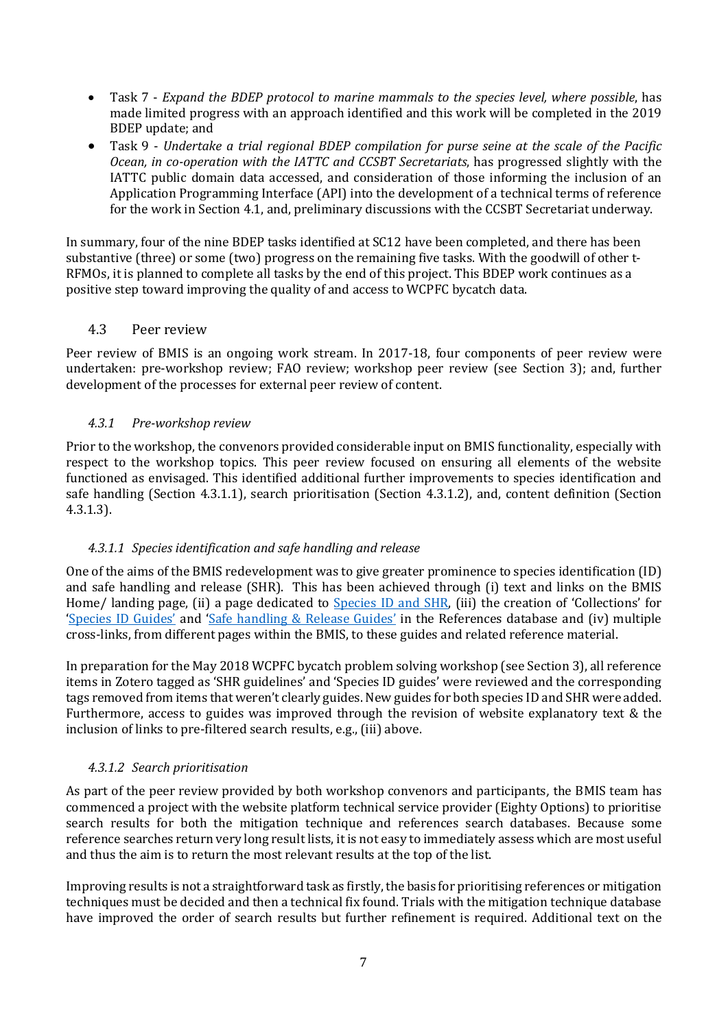- Task 7 - *Expand the BDEP protocol to marine mammals to the species level, where possible*, has made limited progress with an approach identified and this work will be completed in the 2019 BDEP update; and
- Task 9 - *Undertake a trial regional BDEP compilation for purse seine at the scale of the Pacific Ocean, in co-operation with the IATTC and CCSBT Secretariats*, has progressed slightly with the IATTC public domain data accessed, and consideration of those informing the inclusion of an Application Programming Interface (API) into the development of a technical terms of reference for the work in Section 4.1, and, preliminary discussions with the CCSBT Secretariat underway.

In summary, four of the nine BDEP tasks identified at SC12 have been completed, and there has been substantive (three) or some (two) progress on the remaining five tasks. With the goodwill of other t-RFMOs, it is planned to complete all tasks by the end of this project. This BDEP work continues as a positive step toward improving the quality of and access to WCPFC bycatch data.

## 4.3 Peer review

Peer review of BMIS is an ongoing work stream. In 2017-18, four components of peer review were undertaken: pre-workshop review; FAO review; workshop peer review (see Section 3); and, further development of the processes for external peer review of content.

### *4.3.1 Pre-workshop review*

Prior to the workshop, the convenors provided considerable input on BMIS functionality, especially with respect to the workshop topics. This peer review focused on ensuring all elements of the website functioned as envisaged. This identified additional further improvements to species identification and safe handling (Section 4.3.1.1), search prioritisation (Section 4.3.1.2), and, content definition (Section 4.3.1.3).

#### *4.3.1.1 Species identification and safe handling and release*

One of the aims of the BMIS redevelopment was to give greater prominence to species identification (ID) and safe handling and release (SHR). This has been achieved through (i) text and links on the BMIS Home/ landing page, (ii) a page dedicated to Species ID and SHR, (iii) the creation of 'Collections' for 'Species ID Guides' and 'Safe handling & Release Guides' in the References database and (iv) multiple cross-links, from different pages within the BMIS, to these guides and related reference material.

In preparation for the May 2018 WCPFC bycatch problem solving workshop (see Section 3), all reference items in Zotero tagged as 'SHR guidelines' and 'Species ID guides' were reviewed and the corresponding tags removed from items that weren't clearly guides. New guides for both species ID and SHR were added. Furthermore, access to guides was improved through the revision of website explanatory text & the inclusion of links to pre-filtered search results, e.g., (iii) above.

#### *4.3.1.2 Search prioritisation*

As part of the peer review provided by both workshop convenors and participants, the BMIS team has commenced a project with the website platform technical service provider (Eighty Options) to prioritise search results for both the mitigation technique and references search databases. Because some reference searches return very long result lists, it is not easy to immediately assess which are most useful and thus the aim is to return the most relevant results at the top of the list.

Improving results is not a straightforward task as firstly, the basis for prioritising references or mitigation techniques must be decided and then a technical fix found. Trials with the mitigation technique database have improved the order of search results but further refinement is required. Additional text on the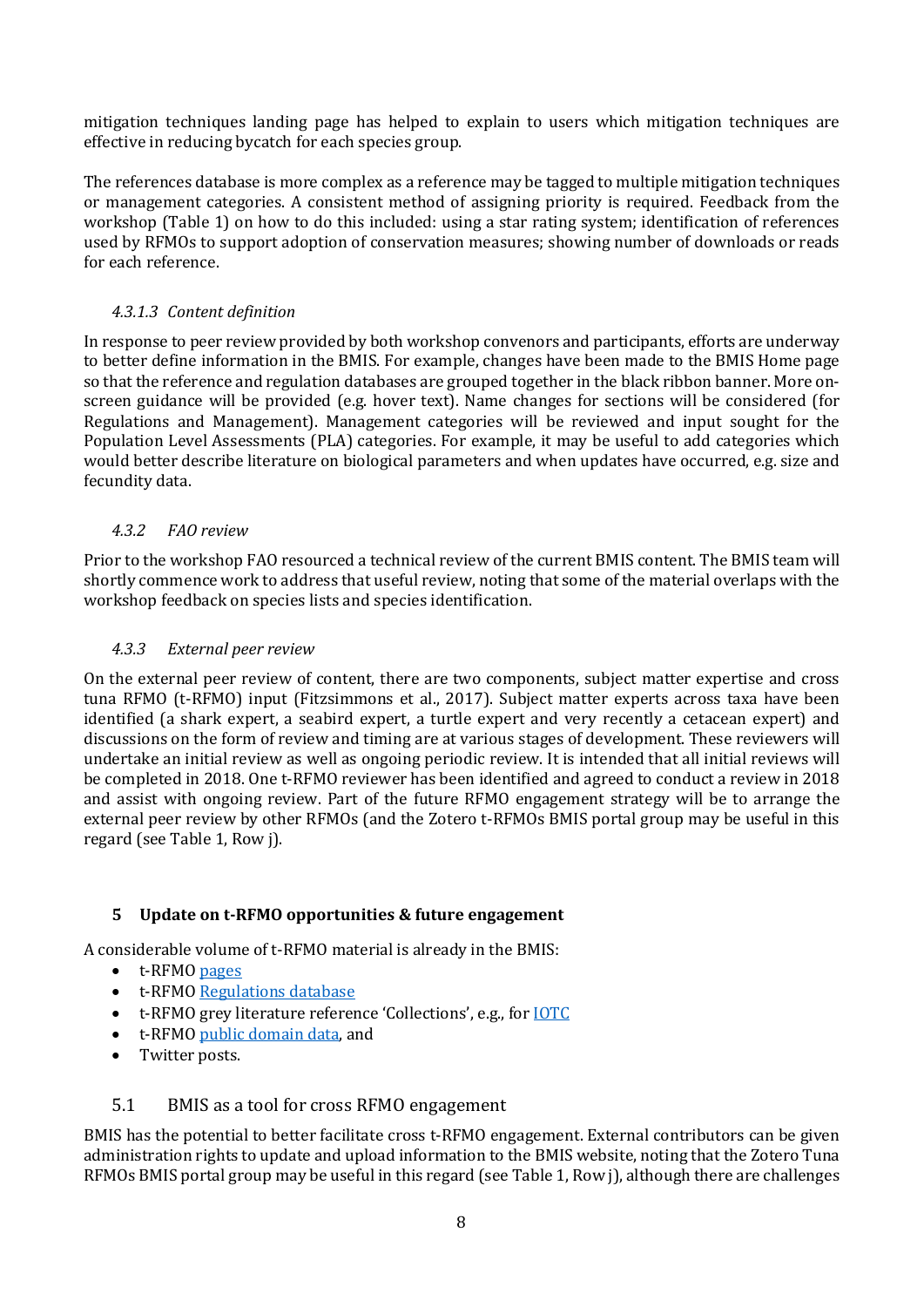mitigation techniques landing page has helped to explain to users which mitigation techniques are effective in reducing bycatch for each species group.

The references database is more complex as a reference may be tagged to multiple mitigation techniques or management categories. A consistent method of assigning priority is required. Feedback from the workshop (Table 1) on how to do this included: using a star rating system; identification of references used by RFMOs to support adoption of conservation measures; showing number of downloads or reads for each reference.

#### *4.3.1.3 Content definition*

In response to peer review provided by both workshop convenors and participants, efforts are underway to better define information in the BMIS. For example, changes have been made to the BMIS Home page so that the reference and regulation databases are grouped together in the black ribbon banner. More on-screen guidance will be provided (e.g. hover text). Name changes for sections will be considered (for Regulations and Management). Management categories will be reviewed and input sought for the Population Level Assessments (PLA) categories. For example, it may be useful to add categories which would better describe literature on biological parameters and when updates have occurred, e.g. size and fecundity data.

### *4.3.2 FAO review*

Prior to the workshop FAO resourced a technical review of the current BMIS content. The BMIS team will shortly commence work to address that useful review, noting that some of the material overlaps with the workshop feedback on species lists and species identification.

### *4.3.3 External peer review*

On the external peer review of content, there are two components, subject matter expertise and cross tuna RFMO (t-RFMO) input (Fitzsimmons et al., 2017). Subject matter experts across taxa have been identified (a shark expert, a seabird expert, a turtle expert and very recently a cetacean expert) and discussions on the form of review and timing are at various stages of development. These reviewers will undertake an initial review as well as ongoing periodic review. It is intended that all initial reviews will be completed in 2018. One t-RFMO reviewer has been identified and agreed to conduct a review in 2018 and assist with ongoing review. Part of the future RFMO engagement strategy will be to arrange the external peer review by other RFMOs (and the Zotero t-RFMOs BMIS portal group may be useful in this regard (see Table 1, Row j).

## 5 Update on t-RFMO opportunities & future engagement

A considerable volume of t-RFMO material is already in the BMIS:

- t-RFMO pages
- t-RFMO Regulations database
- t-RFMO grey literature reference 'Collections', e.g., for IOTC
- t-RFMO public domain data, and
- Twitter posts.

### 5.1 BMIS as a tool for cross RFMO engagement

BMIS has the potential to better facilitate cross t-RFMO engagement. External contributors can be given administration rights to update and upload information to the BMIS website, noting that the Zotero Tuna RFMOs BMIS portal group may be useful in this regard (see Table 1, Row j), although there are challenges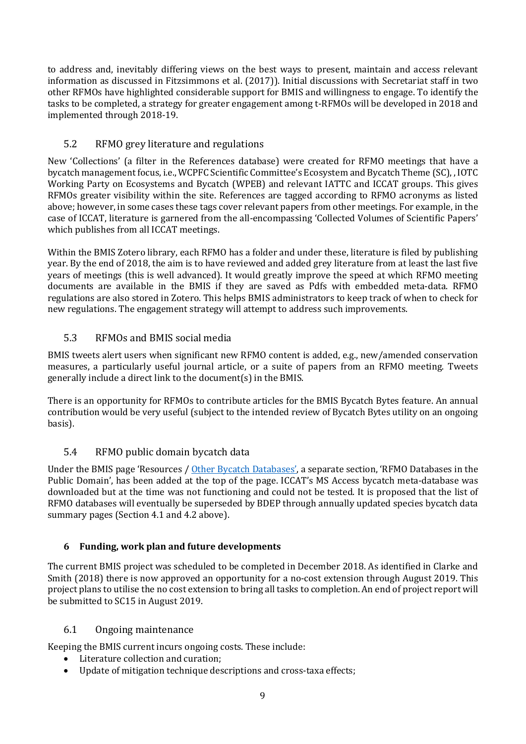to address and, inevitably differing views on the best ways to present, maintain and access relevant information as discussed in Fitzsimmons et al. (2017)). Initial discussions with Secretariat staff in two other RFMOs have highlighted considerable support for BMIS and willingness to engage. To identify the tasks to be completed, a strategy for greater engagement among t-RFMOs will be developed in 2018 and implemented through 2018-19.

## 5.2 RFMO grey literature and regulations

New 'Collections' (a filter in the References database) were created for RFMO meetings that have a bycatch management focus, i.e., WCPFC Scientific Committee's Ecosystem and Bycatch Theme (SC), , IOTC Working Party on Ecosystems and Bycatch (WPEB) and relevant IATTC and ICCAT groups. This gives RFMOs greater visibility within the site. References are tagged according to RFMO acronyms as listed above; however, in some cases these tags cover relevant papers from other meetings. For example, in the case of ICCAT, literature is garnered from the all-encompassing 'Collected Volumes of Scientific Papers' which publishes from all ICCAT meetings.

Within the BMIS Zotero library, each RFMO has a folder and under these, literature is filed by publishing year. By the end of 2018, the aim is to have reviewed and added grey literature from at least the last five years of meetings (this is well advanced). It would greatly improve the speed at which RFMO meeting documents are available in the BMIS if they are saved as Pdfs with embedded meta-data. RFMO regulations are also stored in Zotero. This helps BMIS administrators to keep track of when to check for new regulations. The engagement strategy will attempt to address such improvements.

## 5.3 RFMOs and BMIS social media

BMIS tweets alert users when significant new RFMO content is added, e.g., new/amended conservation measures, a particularly useful journal article, or a suite of papers from an RFMO meeting. Tweets generally include a direct link to the document(s) in the BMIS.

There is an opportunity for RFMOs to contribute articles for the BMIS Bycatch Bytes feature. An annual contribution would be very useful (subject to the intended review of Bycatch Bytes utility on an ongoing basis).

## 5.4 RFMO public domain bycatch data

Under the BMIS page 'Resources / Other Bycatch Databases', a separate section, 'RFMO Databases in the Public Domain', has been added at the top of the page. ICCAT's MS Access bycatch meta-database was downloaded but at the time was not functioning and could not be tested. It is proposed that the list of RFMO databases will eventually be superseded by BDEP through annually updated species bycatch data summary pages (Section 4.1 and 4.2 above).

# 6 Funding, work plan and future developments

The current BMIS project was scheduled to be completed in December 2018. As identified in Clarke and Smith (2018) there is now approved an opportunity for a no-cost extension through August 2019. This project plans to utilise the no cost extension to bring all tasks to completion. An end of project report will be submitted to SC15 in August 2019.

## 6.1 Ongoing maintenance

Keeping the BMIS current incurs ongoing costs. These include:

- Literature collection and curation;
- Update of mitigation technique descriptions and cross-taxa effects;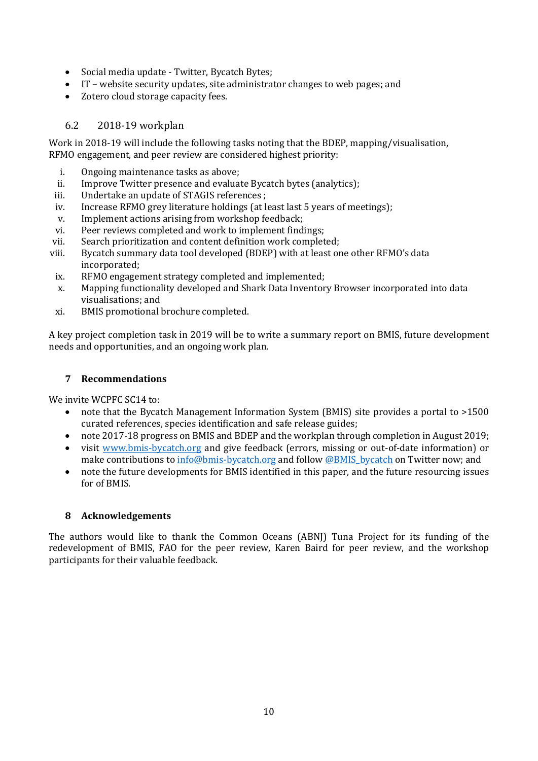- Social media update - Twitter, Bycatch Bytes;
- IT – website security updates, site administrator changes to web pages; and
- Zotero cloud storage capacity fees.

### 6.2 2018-19 workplan

Work in 2018-19 will include the following tasks noting that the BDEP, mapping/visualisation, RFMO engagement, and peer review are considered highest priority:

i. Ongoing maintenance tasks as above;
ii. Improve Twitter presence and evaluate Bycatch bytes (analytics);
iii. Undertake an update of STAGIS references ;
iv. Increase RFMO grey literature holdings (at least last 5 years of meetings);
v. Implement actions arising from workshop feedback;
vi. Peer reviews completed and work to implement findings;
vii. Search prioritization and content definition work completed;
viii. Bycatch summary data tool developed (BDEP) with at least one other RFMO's data incorporated;
ix. RFMO engagement strategy completed and implemented;
x. Mapping functionality developed and Shark Data Inventory Browser incorporated into data visualisations; and
xi. BMIS promotional brochure completed.

A key project completion task in 2019 will be to write a summary report on BMIS, future development needs and opportunities, and an ongoing work plan.

## 7 Recommendations

We invite WCPFC SC14 to:

- note that the Bycatch Management Information System (BMIS) site provides a portal to >1500 curated references, species identification and safe release guides;
- note 2017-18 progress on BMIS and BDEP and the workplan through completion in August 2019;
- visit [www.bmis-bycatch.org](http://www.bmis-bycatch.org) and give feedback (errors, missing or out-of-date information) or make contributions to [info@bmis-bycatch.org](mailto:info@bmis-bycatch.org) and follow [@BMIS_bycatch](https://twitter.com/BMIS_bycatch) on Twitter now; and
- note the future developments for BMIS identified in this paper, and the future resourcing issues for of BMIS.

## 8 Acknowledgements

The authors would like to thank the Common Oceans (ABNJ) Tuna Project for its funding of the redevelopment of BMIS, FAO for the peer review, Karen Baird for peer review, and the workshop participants for their valuable feedback.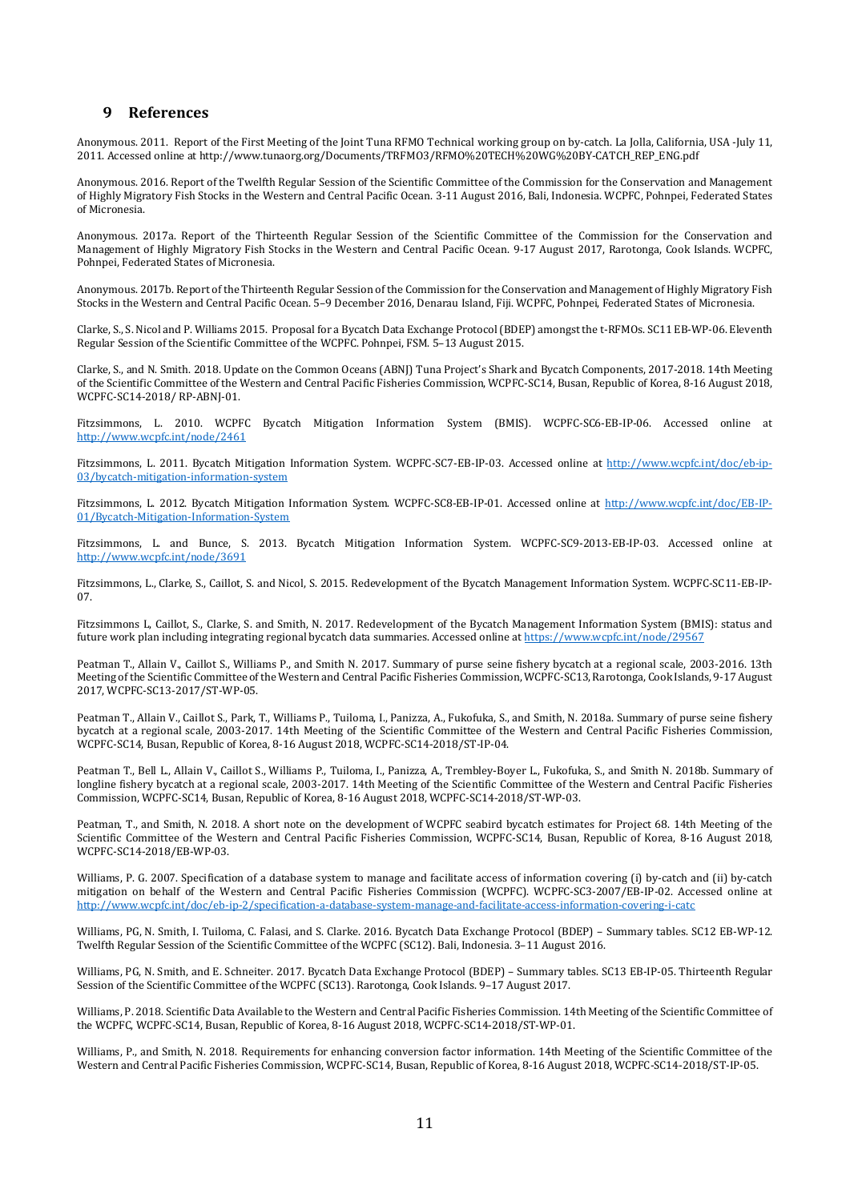# 9 References

Anonymous. 2011. Report of the First Meeting of the Joint Tuna RFMO Technical working group on by-catch. La Jolla, California, USA -July 11, 2011. Accessed online at http://www.tunaorg.org/Documents/TRFMO3/RFMO%20TECH%20WG%20BY-CATCH_REP_ENG.pdf

Anonymous. 2016. Report of the Twelfth Regular Session of the Scientific Committee of the Commission for the Conservation and Management of Highly Migratory Fish Stocks in the Western and Central Pacific Ocean. 3-11 August 2016, Bali, Indonesia. WCPFC, Pohnpei, Federated States of Micronesia.

Anonymous. 2017a. Report of the Thirteenth Regular Session of the Scientific Committee of the Commission for the Conservation and Management of Highly Migratory Fish Stocks in the Western and Central Pacific Ocean. 9-17 August 2017, Rarotonga, Cook Islands. WCPFC, Pohnpei, Federated States of Micronesia.

Anonymous. 2017b. Report of the Thirteenth Regular Session of the Commission for the Conservation and Management of Highly Migratory Fish Stocks in the Western and Central Pacific Ocean. 5–9 December 2016, Denarau Island, Fiji. WCPFC, Pohnpei, Federated States of Micronesia.

Clarke, S., S. Nicol and P. Williams 2015. Proposal for a Bycatch Data Exchange Protocol (BDEP) amongst the t-RFMOs. SC11 EB-WP-06. Eleventh Regular Session of the Scientific Committee of the WCPFC. Pohnpei, FSM. 5–13 August 2015.

Clarke, S., and N. Smith. 2018. Update on the Common Oceans (ABNJ) Tuna Project's Shark and Bycatch Components, 2017-2018. 14th Meeting of the Scientific Committee of the Western and Central Pacific Fisheries Commission, WCPFC-SC14, Busan, Republic of Korea, 8-16 August 2018, WCPFC-SC14-2018/ RP-ABNJ-01.

Fitzsimmons, L. 2010. WCPFC Bycatch Mitigation Information System (BMIS). WCPFC-SC6-EB-IP-06. Accessed online at http://www.wcpfc.int/node/2461

Fitzsimmons, L. 2011. Bycatch Mitigation Information System. WCPFC-SC7-EB-IP-03. Accessed online at http://www.wcpfc.int/doc/eb-ip-03/bycatch-mitigation-information-system

Fitzsimmons, L. 2012. Bycatch Mitigation Information System. WCPFC-SC8-EB-IP-01. Accessed online at http://www.wcpfc.int/doc/EB-IP-01/Bycatch-Mitigation-Information-System

Fitzsimmons, L. and Bunce, S. 2013. Bycatch Mitigation Information System. WCPFC-SC9-2013-EB-IP-03. Accessed online at http://www.wcpfc.int/node/3691

Fitzsimmons, L., Clarke, S., Caillot, S. and Nicol, S. 2015. Redevelopment of the Bycatch Management Information System. WCPFC-SC11-EB-IP-07.

Fitzsimmons L, Caillot, S., Clarke, S. and Smith, N. 2017. Redevelopment of the Bycatch Management Information System (BMIS): status and future work plan including integrating regional bycatch data summaries. Accessed online at https://www.wcpfc.int/node/29567

Peatman T., Allain V., Caillot S., Williams P., and Smith N. 2017. Summary of purse seine fishery bycatch at a regional scale, 2003-2016. 13th Meeting of the Scientific Committee of the Western and Central Pacific Fisheries Commission, WCPFC-SC13, Rarotonga, Cook Islands, 9-17 August 2017, WCPFC-SC13-2017/ST-WP-05.

Peatman T., Allain V., Caillot S., Park, T., Williams P., Tuiloma, I., Panizza, A., Fukofuka, S., and Smith, N. 2018a. Summary of purse seine fishery bycatch at a regional scale, 2003-2017. 14th Meeting of the Scientific Committee of the Western and Central Pacific Fisheries Commission, WCPFC-SC14, Busan, Republic of Korea, 8-16 August 2018, WCPFC-SC14-2018/ST-IP-04.

Peatman T., Bell L., Allain V., Caillot S., Williams P., Tuiloma, I., Panizza, A., Trembley-Boyer L., Fukofuka, S., and Smith N. 2018b. Summary of longline fishery bycatch at a regional scale, 2003-2017. 14th Meeting of the Scientific Committee of the Western and Central Pacific Fisheries Commission, WCPFC-SC14, Busan, Republic of Korea, 8-16 August 2018, WCPFC-SC14-2018/ST-WP-03.

Peatman, T., and Smith, N. 2018. A short note on the development of WCPFC seabird bycatch estimates for Project 68. 14th Meeting of the Scientific Committee of the Western and Central Pacific Fisheries Commission, WCPFC-SC14, Busan, Republic of Korea, 8-16 August 2018, WCPFC-SC14-2018/EB-WP-03.

Williams, P. G. 2007. Specification of a database system to manage and facilitate access of information covering (i) by-catch and (ii) by-catch mitigation on behalf of the Western and Central Pacific Fisheries Commission (WCPFC). WCPFC-SC3-2007/EB-IP-02. Accessed online at http://www.wcpfc.int/doc/eb-ip-2/specification-a-database-system-manage-and-facilitate-access-information-covering-i-catc

Williams, PG, N. Smith, I. Tuiloma, C. Falasi, and S. Clarke. 2016. Bycatch Data Exchange Protocol (BDEP) – Summary tables. SC12 EB-WP-12. Twelfth Regular Session of the Scientific Committee of the WCPFC (SC12). Bali, Indonesia. 3–11 August 2016.

Williams, PG, N. Smith, and E. Schneiter. 2017. Bycatch Data Exchange Protocol (BDEP) – Summary tables. SC13 EB-IP-05. Thirteenth Regular Session of the Scientific Committee of the WCPFC (SC13). Rarotonga, Cook Islands. 9–17 August 2017.

Williams, P. 2018. Scientific Data Available to the Western and Central Pacific Fisheries Commission. 14th Meeting of the Scientific Committee of the WCPFC, WCPFC-SC14, Busan, Republic of Korea, 8-16 August 2018, WCPFC-SC14-2018/ST-WP-01.

Williams, P., and Smith, N. 2018. Requirements for enhancing conversion factor information. 14th Meeting of the Scientific Committee of the Western and Central Pacific Fisheries Commission, WCPFC-SC14, Busan, Republic of Korea, 8-16 August 2018, WCPFC-SC14-2018/ST-IP-05.